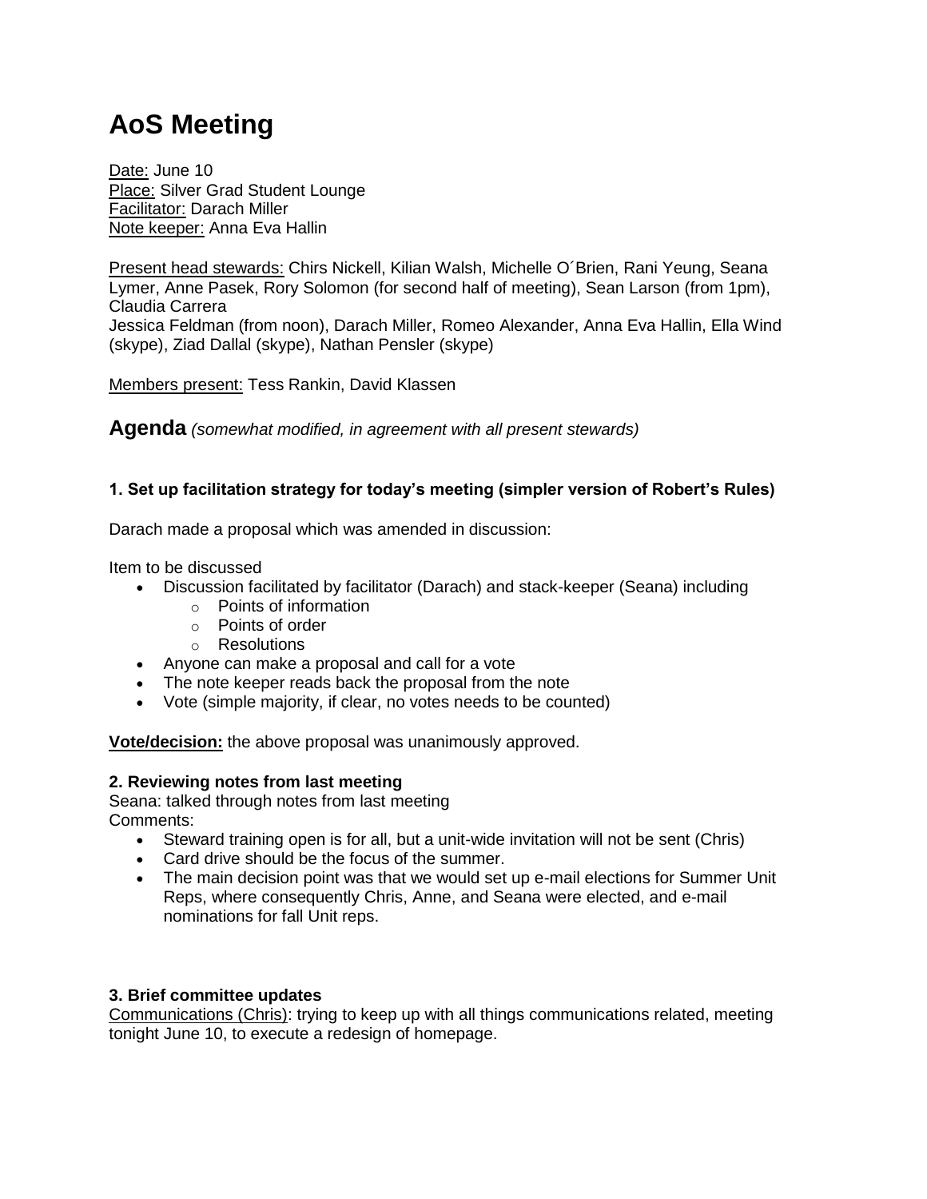# AoS Meeting

Date: June 10
Place: Silver Grad Student Lounge
Facilitator: Darach Miller
Note keeper: Anna Eva Hallin

Present head stewards: Chirs Nickell, Kilian Walsh, Michelle O´Brien, Rani Yeung, Seana Lymer, Anne Pasek, Rory Solomon (for second half of meeting), Sean Larson (from 1pm), Claudia Carrera
Jessica Feldman (from noon), Darach Miller, Romeo Alexander, Anna Eva Hallin, Ella Wind (skype), Ziad Dallal (skype), Nathan Pensler (skype)

Members present: Tess Rankin, David Klassen

## Agenda *(somewhat modified, in agreement with all present stewards)*

### 1. Set up facilitation strategy for today's meeting (simpler version of Robert's Rules)

Darach made a proposal which was amended in discussion:

Item to be discussed

- Discussion facilitated by facilitator (Darach) and stack-keeper (Seana) including
  - Points of information
  - Points of order
  - Resolutions
- Anyone can make a proposal and call for a vote
- The note keeper reads back the proposal from the note
- Vote (simple majority, if clear, no votes needs to be counted)

**Vote/decision:** the above proposal was unanimously approved.

### 2. Reviewing notes from last meeting

Seana: talked through notes from last meeting
Comments:

- Steward training open is for all, but a unit-wide invitation will not be sent (Chris)
- Card drive should be the focus of the summer.
- The main decision point was that we would set up e-mail elections for Summer Unit Reps, where consequently Chris, Anne, and Seana were elected, and e-mail nominations for fall Unit reps.

### 3. Brief committee updates

Communications (Chris): trying to keep up with all things communications related, meeting tonight June 10, to execute a redesign of homepage.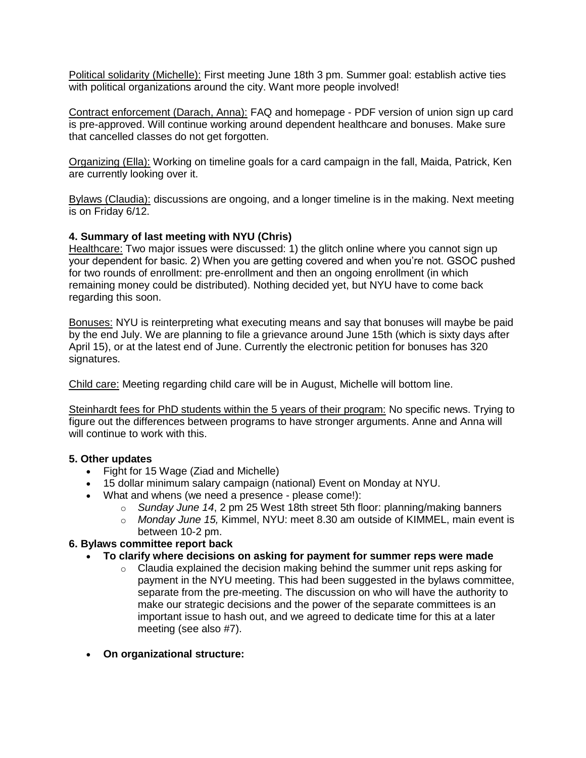Political solidarity (Michelle): First meeting June 18th 3 pm. Summer goal: establish active ties with political organizations around the city. Want more people involved!

Contract enforcement (Darach, Anna): FAQ and homepage - PDF version of union sign up card is pre-approved. Will continue working around dependent healthcare and bonuses. Make sure that cancelled classes do not get forgotten.

Organizing (Ella): Working on timeline goals for a card campaign in the fall, Maida, Patrick, Ken are currently looking over it.

Bylaws (Claudia): discussions are ongoing, and a longer timeline is in the making. Next meeting is on Friday 6/12.

**4. Summary of last meeting with NYU (Chris)**

Healthcare: Two major issues were discussed: 1) the glitch online where you cannot sign up your dependent for basic. 2) When you are getting covered and when you're not. GSOC pushed for two rounds of enrollment: pre-enrollment and then an ongoing enrollment (in which remaining money could be distributed). Nothing decided yet, but NYU have to come back regarding this soon.

Bonuses: NYU is reinterpreting what executing means and say that bonuses will maybe be paid by the end July. We are planning to file a grievance around June 15th (which is sixty days after April 15), or at the latest end of June. Currently the electronic petition for bonuses has 320 signatures.

Child care: Meeting regarding child care will be in August, Michelle will bottom line.

Steinhardt fees for PhD students within the 5 years of their program: No specific news. Trying to figure out the differences between programs to have stronger arguments. Anne and Anna will will continue to work with this.

**5. Other updates**

- Fight for 15 Wage (Ziad and Michelle)
- 15 dollar minimum salary campaign (national) Event on Monday at NYU.
- What and whens (we need a presence - please come!):
  - *Sunday June 14*, 2 pm 25 West 18th street 5th floor: planning/making banners
  - *Monday June 15,* Kimmel, NYU: meet 8.30 am outside of KIMMEL, main event is between 10-2 pm.

**6. Bylaws committee report back**

- **To clarify where decisions on asking for payment for summer reps were made**
  - Claudia explained the decision making behind the summer unit reps asking for payment in the NYU meeting. This had been suggested in the bylaws committee, separate from the pre-meeting. The discussion on who will have the authority to make our strategic decisions and the power of the separate committees is an important issue to hash out, and we agreed to dedicate time for this at a later meeting (see also #7).
- **On organizational structure:**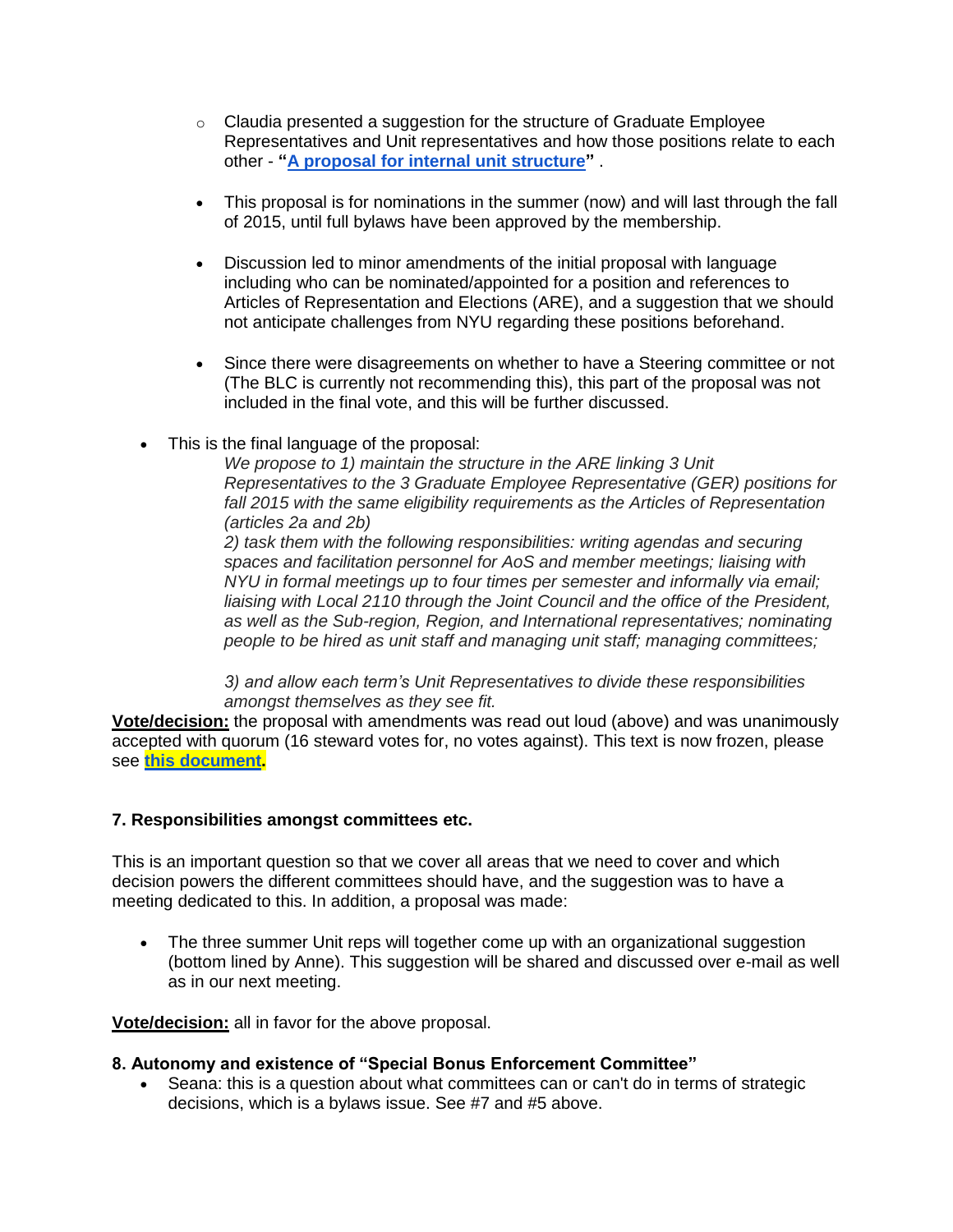- Claudia presented a suggestion for the structure of Graduate Employee Representatives and Unit representatives and how those positions relate to each other - **"A proposal for internal unit structure"** .

  - This proposal is for nominations in the summer (now) and will last through the fall of 2015, until full bylaws have been approved by the membership.

  - Discussion led to minor amendments of the initial proposal with language including who can be nominated/appointed for a position and references to Articles of Representation and Elections (ARE), and a suggestion that we should not anticipate challenges from NYU regarding these positions beforehand.

  - Since there were disagreements on whether to have a Steering committee or not (The BLC is currently not recommending this), this part of the proposal was not included in the final vote, and this will be further discussed.

- This is the final language of the proposal:

  *We propose to 1) maintain the structure in the ARE linking 3 Unit Representatives to the 3 Graduate Employee Representative (GER) positions for fall 2015 with the same eligibility requirements as the Articles of Representation (articles 2a and 2b)*

  *2) task them with the following responsibilities: writing agendas and securing spaces and facilitation personnel for AoS and member meetings; liaising with NYU in formal meetings up to four times per semester and informally via email; liaising with Local 2110 through the Joint Council and the office of the President, as well as the Sub-region, Region, and International representatives; nominating people to be hired as unit staff and managing unit staff; managing committees;*

  *3) and allow each term's Unit Representatives to divide these responsibilities amongst themselves as they see fit.*

**Vote/decision:** the proposal with amendments was read out loud (above) and was unanimously accepted with quorum (16 steward votes for, no votes against). This text is now frozen, please see **this document.**

### 7. Responsibilities amongst committees etc.

This is an important question so that we cover all areas that we need to cover and which decision powers the different committees should have, and the suggestion was to have a meeting dedicated to this. In addition, a proposal was made:

- The three summer Unit reps will together come up with an organizational suggestion (bottom lined by Anne). This suggestion will be shared and discussed over e-mail as well as in our next meeting.

**Vote/decision:** all in favor for the above proposal.

### 8. Autonomy and existence of "Special Bonus Enforcement Committee"

- Seana: this is a question about what committees can or can't do in terms of strategic decisions, which is a bylaws issue. See #7 and #5 above.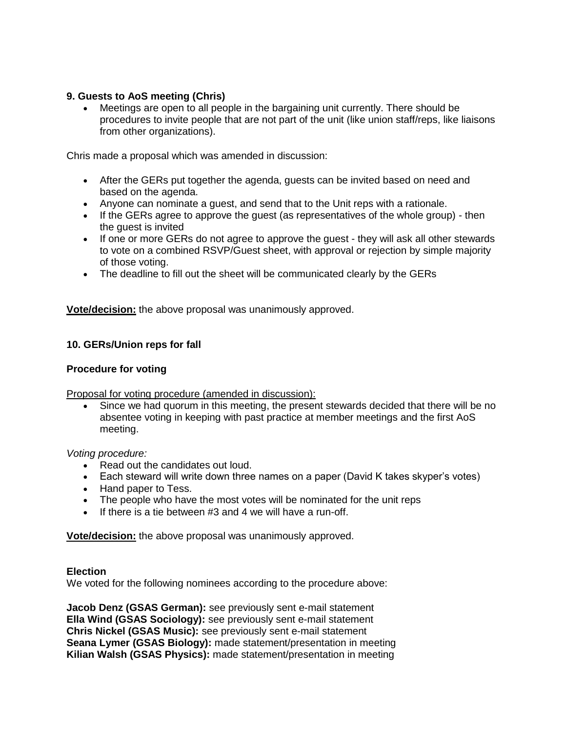**9. Guests to AoS meeting (Chris)**

- Meetings are open to all people in the bargaining unit currently. There should be procedures to invite people that are not part of the unit (like union staff/reps, like liaisons from other organizations).

Chris made a proposal which was amended in discussion:

- After the GERs put together the agenda, guests can be invited based on need and based on the agenda.
- Anyone can nominate a guest, and send that to the Unit reps with a rationale.
- If the GERs agree to approve the guest (as representatives of the whole group) - then the guest is invited
- If one or more GERs do not agree to approve the guest - they will ask all other stewards to vote on a combined RSVP/Guest sheet, with approval or rejection by simple majority of those voting.
- The deadline to fill out the sheet will be communicated clearly by the GERs

<u>**Vote/decision:**</u> the above proposal was unanimously approved.

**10. GERs/Union reps for fall**

**Procedure for voting**

<u>Proposal for voting procedure (amended in discussion):</u>

- Since we had quorum in this meeting, the present stewards decided that there will be no absentee voting in keeping with past practice at member meetings and the first AoS meeting.

*Voting procedure:*

- Read out the candidates out loud.
- Each steward will write down three names on a paper (David K takes skyper's votes)
- Hand paper to Tess.
- The people who have the most votes will be nominated for the unit reps
- If there is a tie between #3 and 4 we will have a run-off.

<u>**Vote/decision:**</u> the above proposal was unanimously approved.

**Election**

We voted for the following nominees according to the procedure above:

**Jacob Denz (GSAS German):** see previously sent e-mail statement
**Ella Wind (GSAS Sociology):** see previously sent e-mail statement
**Chris Nickel (GSAS Music):** see previously sent e-mail statement
**Seana Lymer (GSAS Biology):** made statement/presentation in meeting
**Kilian Walsh (GSAS Physics):** made statement/presentation in meeting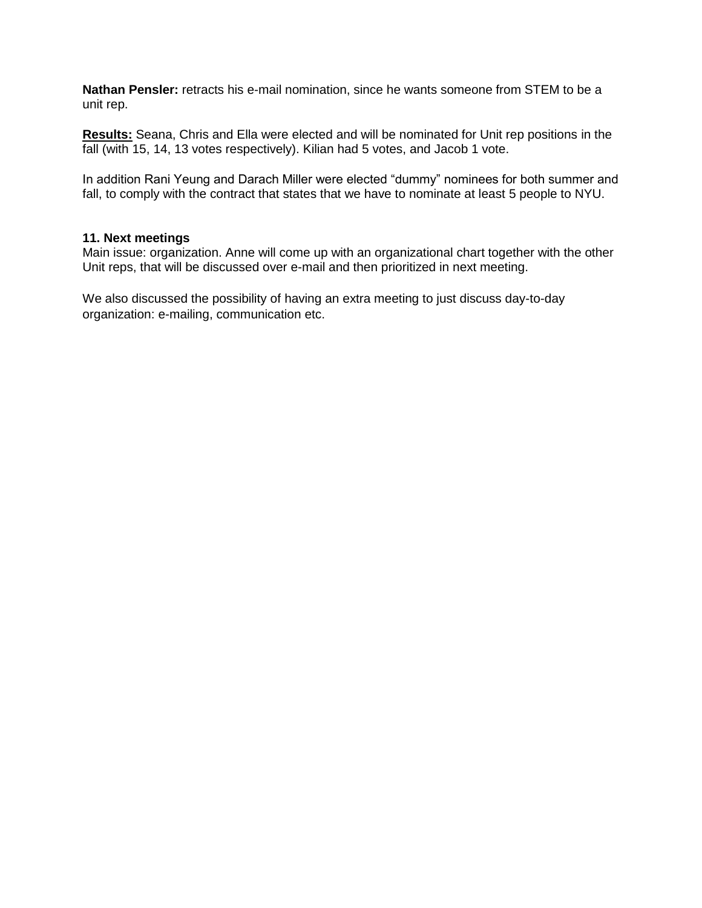**Nathan Pensler:** retracts his e-mail nomination, since he wants someone from STEM to be a unit rep.

**Results:** Seana, Chris and Ella were elected and will be nominated for Unit rep positions in the fall (with 15, 14, 13 votes respectively). Kilian had 5 votes, and Jacob 1 vote.

In addition Rani Yeung and Darach Miller were elected "dummy" nominees for both summer and fall, to comply with the contract that states that we have to nominate at least 5 people to NYU.

### 11. Next meetings

Main issue: organization. Anne will come up with an organizational chart together with the other Unit reps, that will be discussed over e-mail and then prioritized in next meeting.

We also discussed the possibility of having an extra meeting to just discuss day-to-day organization: e-mailing, communication etc.